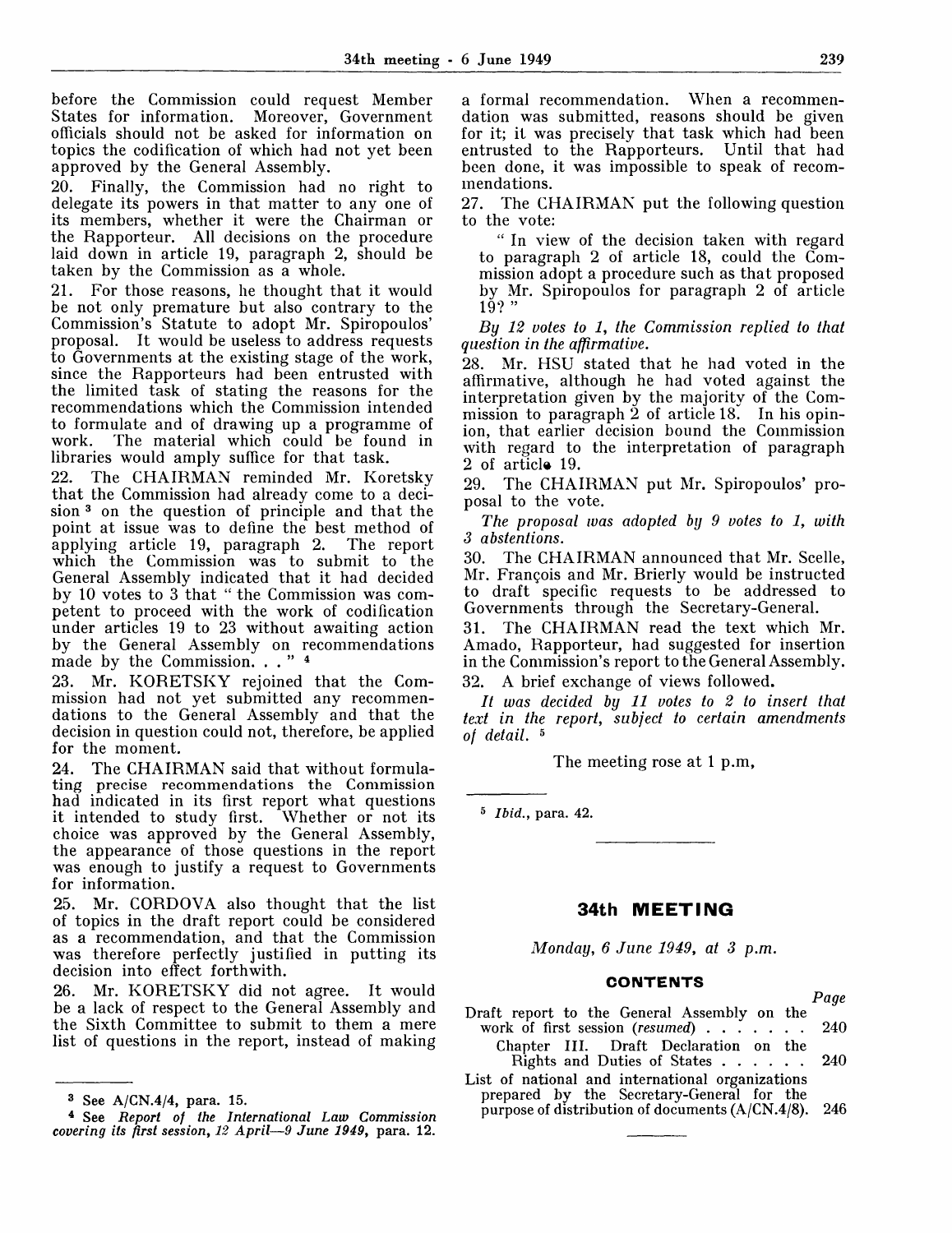before the Commission could request Member States for information. Moreover, Government officials should not be asked for information on topics the codification of which had not yet been approved by the General Assembly.

20. Finally, the Commission had no right to delegate its powers in that matter to any one of its members, whether it were the Chairman or the Rapporteur. All decisions on the procedure laid down in article 19, paragraph 2, should be taken by the Commission as a whole.

21. For those reasons, he thought that it would be not only premature but also contrary to the Commission's Statute to adopt Mr. Spiropoulos' proposal. It would be useless to address requests to Governments at the existing stage of the work, since the Rapporteurs had been entrusted with the limited task of stating the reasons for the recommendations which the Commission intended to formulate and of drawing up a programme of work. The material which could be found in libraries would amply suffice for that task.

22. The CHAIRMAN reminded Mr. Koretsky that the Commission had already come to a decision [3] on the question of principle and that the point at issue was to define the best method of applying article 19, paragraph 2. The report which the Commission was to submit to the General Assembly indicated that it had decided by 10 votes to 3 that " the Commission was competent to proceed with the work of codification under articles 19 to 23 without awaiting action by the General Assembly on recommendations made by the Commission. . . " [4]

23. Mr. KORETSKY rejoined that the Commission had not yet submitted any recommendations to the General Assembly and that the decision in question could not, therefore, be applied for the moment.

24. The CHAIRMAN said that without formulating precise recommendations the Commission had indicated in its first report what questions it intended to study first. Whether or not its choice was approved by the General Assembly, the appearance of those questions in the report was enough to justify a request to Governments for information.

25. Mr. CORDOVA also thought that the list of topics in the draft report could be considered as a recommendation, and that the Commission was therefore perfectly justified in putting its decision into effect forthwith.

26. Mr. KORETSKY did not agree. It would be a lack of respect to the General Assembly and the Sixth Committee to submit to them a mere list of questions in the report, instead of making a formal recommendation. When a recommendation was submitted, reasons should be given for it; it was precisely that task which had been entrusted to the Rapporteurs. Until that had been done, it was impossible to speak of recommendations.

27. The CHAIRMAN put the following question to the vote:

> " In view of the decision taken with regard to paragraph 2 of article 18, could the Commission adopt a procedure such as that proposed by Mr. Spiropoulos for paragraph 2 of article 19? "

*By 12 votes to 1, the Commission replied to that question in the affirmative.*

28. Mr. HSU stated that he had voted in the affirmative, although he had voted against the interpretation given by the majority of the Commission to paragraph 2 of article 18. In his opinion, that earlier decision bound the Commission with regard to the interpretation of paragraph 2 of article 19.

29. The CHAIRMAN put Mr. Spiropoulos' proposal to the vote.

*The proposal was adopted by 9 votes to 1, with 3 abstentions.*

30. The CHAIRMAN announced that Mr. Scelle, Mr. François and Mr. Brierly would be instructed to draft specific requests to be addressed to Governments through the Secretary-General.

31. The CHAIRMAN read the text which Mr. Amado, Rapporteur, had suggested for insertion in the Commission's report to the General Assembly.

32. A brief exchange of views followed.

*It was decided by 11 votes to 2 to insert that text in the report, subject to certain amendments of detail.* [5]

The meeting rose at 1 p.m,

---

[3] See A/CN.4/4, para. 15.

[4] See *Report of the International Law Commission covering its first session, 12 April—9 June 1949*, para. 12.

[5] *Ibid.*, para. 42.

---

## 34th MEETING

*Monday, 6 June 1949, at 3 p.m.*

### CONTENTS

| | Page |
|---|---|
| Draft report to the General Assembly on the work of first session (*resumed*) | 240 |
| Chapter III. Draft Declaration on the Rights and Duties of States | 240 |
| List of national and international organizations prepared by the Secretary-General for the purpose of distribution of documents (A/CN.4/8). | 246 |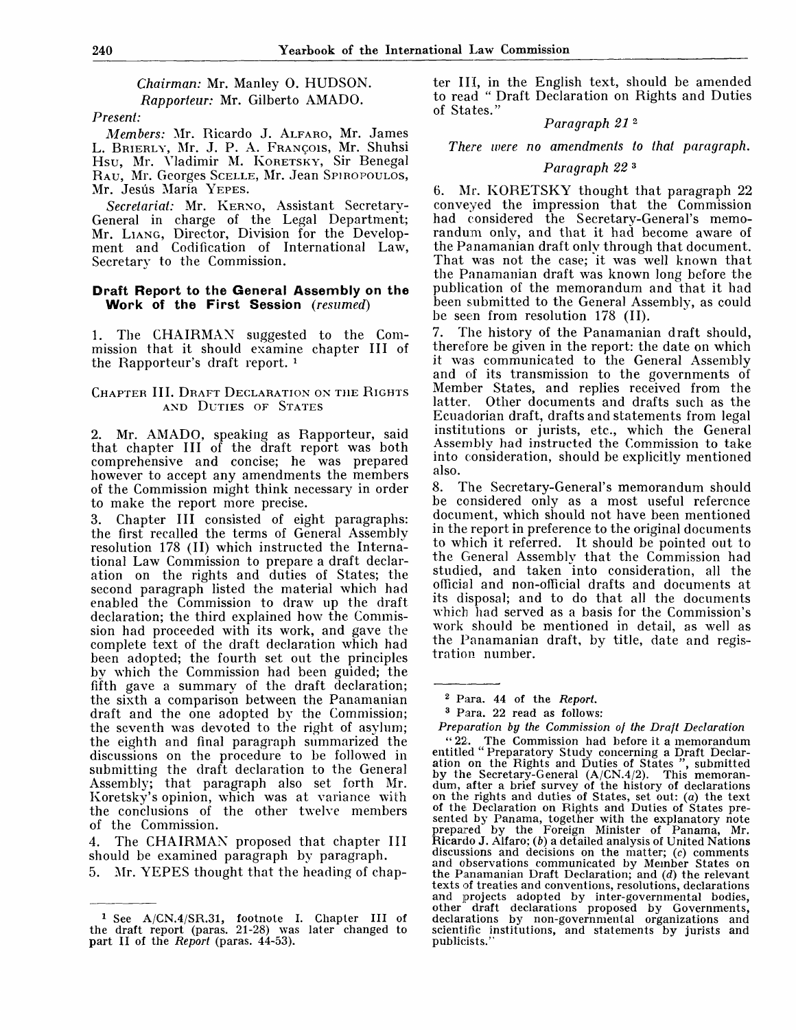*Chairman:* Mr. Manley O. HUDSON.

*Rapporteur:* Mr. Gilberto AMADO.

*Present:*

*Members:* Mr. Ricardo J. ALFARO, Mr. James L. BRIERLY, Mr. J. P. A. FRANÇOIS, Mr. Shuhsi HSU, Mr. Vladimir M. KORETSKY, Sir Benegal RAU, Mr. Georges SCELLE, Mr. Jean SPIROPOULOS, Mr. Jesús María YEPES.

*Secretariat:* Mr. KERNO, Assistant Secretary-General in charge of the Legal Department; Mr. LIANG, Director, Division for the Development and Codification of International Law, Secretary to the Commission.

## Draft Report to the General Assembly on the Work of the First Session *(resumed)*

1. The CHAIRMAN suggested to the Commission that it should examine chapter III of the Rapporteur's draft report. [1]

### CHAPTER III. DRAFT DECLARATION ON THE RIGHTS AND DUTIES OF STATES

2. Mr. AMADO, speaking as Rapporteur, said that chapter III of the draft report was both comprehensive and concise; he was prepared however to accept any amendments the members of the Commission might think necessary in order to make the report more precise.

3. Chapter III consisted of eight paragraphs: the first recalled the terms of General Assembly resolution 178 (II) which instructed the International Law Commission to prepare a draft declaration on the rights and duties of States; the second paragraph listed the material which had enabled the Commission to draw up the draft declaration; the third explained how the Commission had proceeded with its work, and gave the complete text of the draft declaration which had been adopted; the fourth set out the principles by which the Commission had been guided; the fifth gave a summary of the draft declaration; the sixth a comparison between the Panamanian draft and the one adopted by the Commission; the seventh was devoted to the right of asylum; the eighth and final paragraph summarized the discussions on the procedure to be followed in submitting the draft declaration to the General Assembly; that paragraph also set forth Mr. Koretsky's opinion, which was at variance with the conclusions of the other twelve members of the Commission.

4. The CHAIRMAN proposed that chapter III should be examined paragraph by paragraph.

5. Mr. YEPES thought that the heading of chapter III, in the English text, should be amended to read " Draft Declaration on Rights and Duties of States."

*Paragraph 21* [2]

*There were no amendments to that paragraph.*

*Paragraph 22* [3]

6. Mr. KORETSKY thought that paragraph 22 conveyed the impression that the Commission had considered the Secretary-General's memorandum only, and that it had become aware of the Panamanian draft only through that document. That was not the case; it was well known that the Panamanian draft was known long before the publication of the memorandum and that it had been submitted to the General Assembly, as could be seen from resolution 178 (II).

7. The history of the Panamanian draft should, therefore be given in the report: the date on which it was communicated to the General Assembly and of its transmission to the governments of Member States, and replies received from the latter. Other documents and drafts such as the Ecuadorian draft, drafts and statements from legal institutions or jurists, etc., which the General Assembly had instructed the Commission to take into consideration, should be explicitly mentioned also.

8. The Secretary-General's memorandum should be considered only as a most useful reference document, which should not have been mentioned in the report in preference to the original documents to which it referred. It should be pointed out to the General Assembly that the Commission had studied, and taken into consideration, all the official and non-official drafts and documents at its disposal; and to do that all the documents which had served as a basis for the Commission's work should be mentioned in detail, as well as the Panamanian draft, by title, date and registration number.

---

[1] See A/CN.4/SR.31, footnote 1. Chapter III of the draft report (paras. 21-28) was later changed to part II of the *Report* (paras. 44-53).

[2] Para. 44 of the *Report*.

[3] Para. 22 read as follows:

*Preparation by the Commission of the Draft Declaration*

" 22. The Commission had before it a memorandum entitled " Preparatory Study concerning a Draft Declaration on the Rights and Duties of States ", submitted by the Secretary-General (A/CN.4/2). This memorandum, after a brief survey of the history of declarations on the rights and duties of States, set out: *(a)* the text of the Declaration on Rights and Duties of States presented by Panama, together with the explanatory note prepared by the Foreign Minister of Panama, Mr. Ricardo J. Alfaro; *(b)* a detailed analysis of United Nations discussions and decisions on the matter; *(c)* comments and observations communicated by Member States on the Panamanian Draft Declaration; and *(d)* the relevant texts of treaties and conventions, resolutions, declarations and projects adopted by inter-governmental bodies, other draft declarations proposed by Governments, declarations by non-governmental organizations and scientific institutions, and statements by jurists and publicists."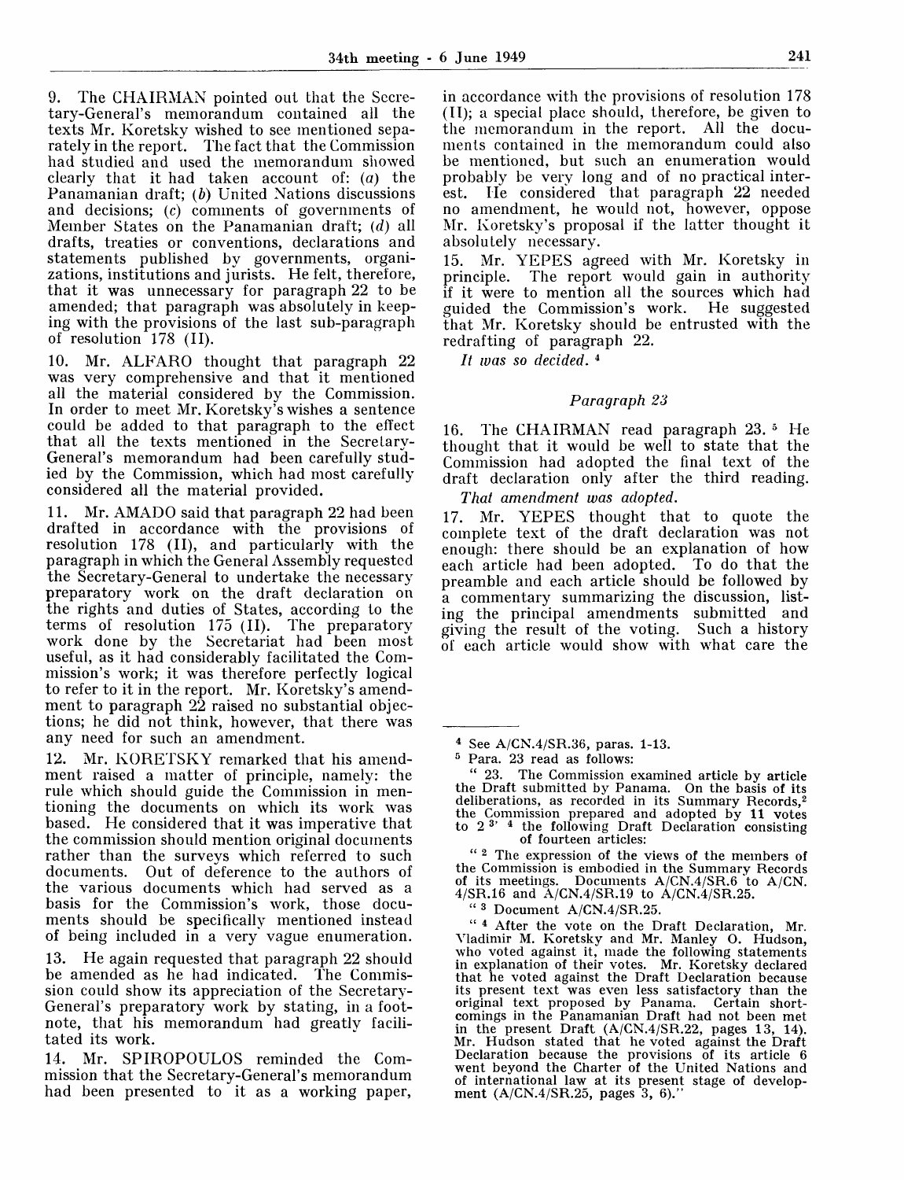9. The CHAIRMAN pointed out that the Secretary-General's memorandum contained all the texts Mr. Koretsky wished to see mentioned separately in the report. The fact that the Commission had studied and used the memorandum showed clearly that it had taken account of: (*a*) the Panamanian draft; (*b*) United Nations discussions and decisions; (*c*) comments of governments of Member States on the Panamanian draft; (*d*) all drafts, treaties or conventions, declarations and statements published by governments, organizations, institutions and jurists. He felt, therefore, that it was unnecessary for paragraph 22 to be amended; that paragraph was absolutely in keeping with the provisions of the last sub-paragraph of resolution 178 (II).

10. Mr. ALFARO thought that paragraph 22 was very comprehensive and that it mentioned all the material considered by the Commission. In order to meet Mr. Koretsky's wishes a sentence could be added to that paragraph to the effect that all the texts mentioned in the Secretary-General's memorandum had been carefully studied by the Commission, which had most carefully considered all the material provided.

11. Mr. AMADO said that paragraph 22 had been drafted in accordance with the provisions of resolution 178 (II), and particularly with the paragraph in which the General Assembly requested the Secretary-General to undertake the necessary preparatory work on the draft declaration on the rights and duties of States, according to the terms of resolution 175 (II). The preparatory work done by the Secretariat had been most useful, as it had considerably facilitated the Commission's work; it was therefore perfectly logical to refer to it in the report. Mr. Koretsky's amendment to paragraph 22 raised no substantial objections; he did not think, however, that there was any need for such an amendment.

12. Mr. KORETSKY remarked that his amendment raised a matter of principle, namely: the rule which should guide the Commission in mentioning the documents on which its work was based. He considered that it was imperative that the commission should mention original documents rather than the surveys which referred to such documents. Out of deference to the authors of the various documents which had served as a basis for the Commission's work, those documents should be specifically mentioned instead of being included in a very vague enumeration.

13. He again requested that paragraph 22 should be amended as he had indicated. The Commission could show its appreciation of the Secretary-General's preparatory work by stating, in a footnote, that his memorandum had greatly facilitated its work.

14. Mr. SPIROPOULOS reminded the Commission that the Secretary-General's memorandum had been presented to it as a working paper, in accordance with the provisions of resolution 178 (II); a special place should, therefore, be given to the memorandum in the report. All the documents contained in the memorandum could also be mentioned, but such an enumeration would probably be very long and of no practical interest. He considered that paragraph 22 needed no amendment, he would not, however, oppose Mr. Koretsky's proposal if the latter thought it absolutely necessary.

15. Mr. YEPES agreed with Mr. Koretsky in principle. The report would gain in authority if it were to mention all the sources which had guided the Commission's work. He suggested that Mr. Koretsky should be entrusted with the redrafting of paragraph 22.

*It was so decided.* [4]

### *Paragraph 23*

16. The CHAIRMAN read paragraph 23. [5] He thought that it would be well to state that the Commission had adopted the final text of the draft declaration only after the third reading.

*That amendment was adopted.*

17. Mr. YEPES thought that to quote the complete text of the draft declaration was not enough: there should be an explanation of how each article had been adopted. To do that the preamble and each article should be followed by a commentary summarizing the discussion, listing the principal amendments submitted and giving the result of the voting. Such a history of each article would show with what care the

---

[4] See A/CN.4/SR.36, paras. 1-13.

[5] Para. 23 read as follows:

" 23. The Commission examined article by article the Draft submitted by Panama. On the basis of its deliberations, as recorded in its Summary Records,[2] the Commission prepared and adopted by 11 votes to 2 [3, 4] the following Draft Declaration consisting of fourteen articles:

" [2] The expression of the views of the members of the Commission is embodied in the Summary Records of its meetings. Documents A/CN.4/SR.6 to A/CN.4/SR.16 and A/CN.4/SR.19 to A/CN.4/SR.25.

" [3] Document A/CN.4/SR.25.

" [4] After the vote on the Draft Declaration, Mr. Vladimir M. Koretsky and Mr. Manley O. Hudson, who voted against it, made the following statements in explanation of their votes. Mr. Koretsky declared that he voted against the Draft Declaration because its present text was even less satisfactory than the original text proposed by Panama. Certain shortcomings in the Panamanian Draft had not been met in the present Draft (A/CN.4/SR.22, pages 13, 14). Mr. Hudson stated that he voted against the Draft Declaration because the provisions of its article 6 went beyond the Charter of the United Nations and of international law at its present stage of development (A/CN.4/SR.25, pages 3, 6)."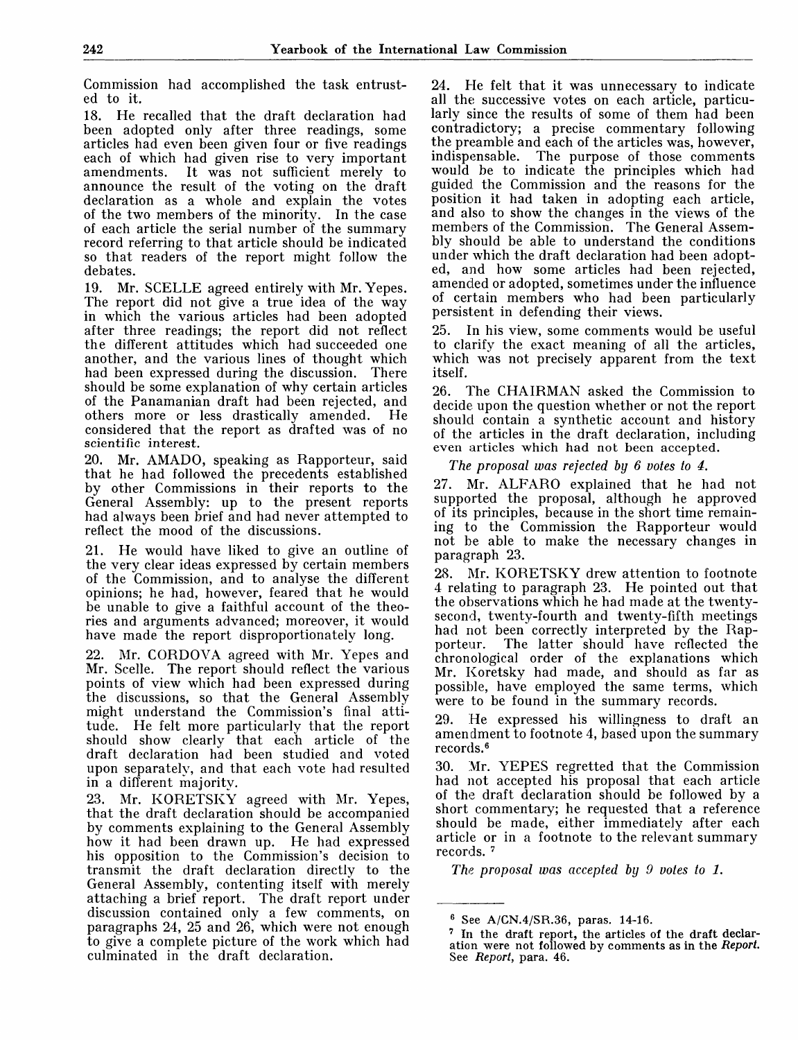Commission had accomplished the task entrusted to it.

18. He recalled that the draft declaration had been adopted only after three readings, some articles had even been given four or five readings each of which had given rise to very important amendments. It was not sufficient merely to announce the result of the voting on the draft declaration as a whole and explain the votes of the two members of the minority. In the case of each article the serial number of the summary record referring to that article should be indicated so that readers of the report might follow the debates.

19. Mr. SCELLE agreed entirely with Mr. Yepes. The report did not give a true idea of the way in which the various articles had been adopted after three readings; the report did not reflect the different attitudes which had succeeded one another, and the various lines of thought which had been expressed during the discussion. There should be some explanation of why certain articles of the Panamanian draft had been rejected, and others more or less drastically amended. He considered that the report as drafted was of no scientific interest.

20. Mr. AMADO, speaking as Rapporteur, said that he had followed the precedents established by other Commissions in their reports to the General Assembly: up to the present reports had always been brief and had never attempted to reflect the mood of the discussions.

21. He would have liked to give an outline of the very clear ideas expressed by certain members of the Commission, and to analyse the different opinions; he had, however, feared that he would be unable to give a faithful account of the theories and arguments advanced; moreover, it would have made the report disproportionately long.

22. Mr. CORDOVA agreed with Mr. Yepes and Mr. Scelle. The report should reflect the various points of view which had been expressed during the discussions, so that the General Assembly might understand the Commission's final attitude. He felt more particularly that the report should show clearly that each article of the draft declaration had been studied and voted upon separately, and that each vote had resulted in a different majority.

23. Mr. KORETSKY agreed with Mr. Yepes, that the draft declaration should be accompanied by comments explaining to the General Assembly how it had been drawn up. He had expressed his opposition to the Commission's decision to transmit the draft declaration directly to the General Assembly, contenting itself with merely attaching a brief report. The draft report under discussion contained only a few comments, on paragraphs 24, 25 and 26, which were not enough to give a complete picture of the work which had culminated in the draft declaration.

24. He felt that it was unnecessary to indicate all the successive votes on each article, particularly since the results of some of them had been contradictory; a precise commentary following the preamble and each of the articles was, however, indispensable. The purpose of those comments would be to indicate the principles which had guided the Commission and the reasons for the position it had taken in adopting each article, and also to show the changes in the views of the members of the Commission. The General Assembly should be able to understand the conditions under which the draft declaration had been adopted, and how some articles had been rejected, amended or adopted, sometimes under the influence of certain members who had been particularly persistent in defending their views.

25. In his view, some comments would be useful to clarify the exact meaning of all the articles, which was not precisely apparent from the text itself.

26. The CHAIRMAN asked the Commission to decide upon the question whether or not the report should contain a synthetic account and history of the articles in the draft declaration, including even articles which had not been accepted.

*The proposal was rejected by 6 votes to 4.*

27. Mr. ALFARO explained that he had not supported the proposal, although he approved of its principles, because in the short time remaining to the Commission the Rapporteur would not be able to make the necessary changes in paragraph 23.

28. Mr. KORETSKY drew attention to footnote 4 relating to paragraph 23. He pointed out that the observations which he had made at the twenty-second, twenty-fourth and twenty-fifth meetings had not been correctly interpreted by the Rapporteur. The latter should have reflected the chronological order of the explanations which Mr. Koretsky had made, and should as far as possible, have employed the same terms, which were to be found in the summary records.

29. He expressed his willingness to draft an amendment to footnote 4, based upon the summary records.[6]

30. Mr. YEPES regretted that the Commission had not accepted his proposal that each article of the draft declaration should be followed by a short commentary; he requested that a reference should be made, either immediately after each article or in a footnote to the relevant summary records. [7]

*The proposal was accepted by 9 votes to 1.*

---

[6] See A/CN.4/SR.36, paras. 14-16.

[7] In the draft report, the articles of the draft declaration were not followed by comments as in the *Report.* See *Report,* para. 46.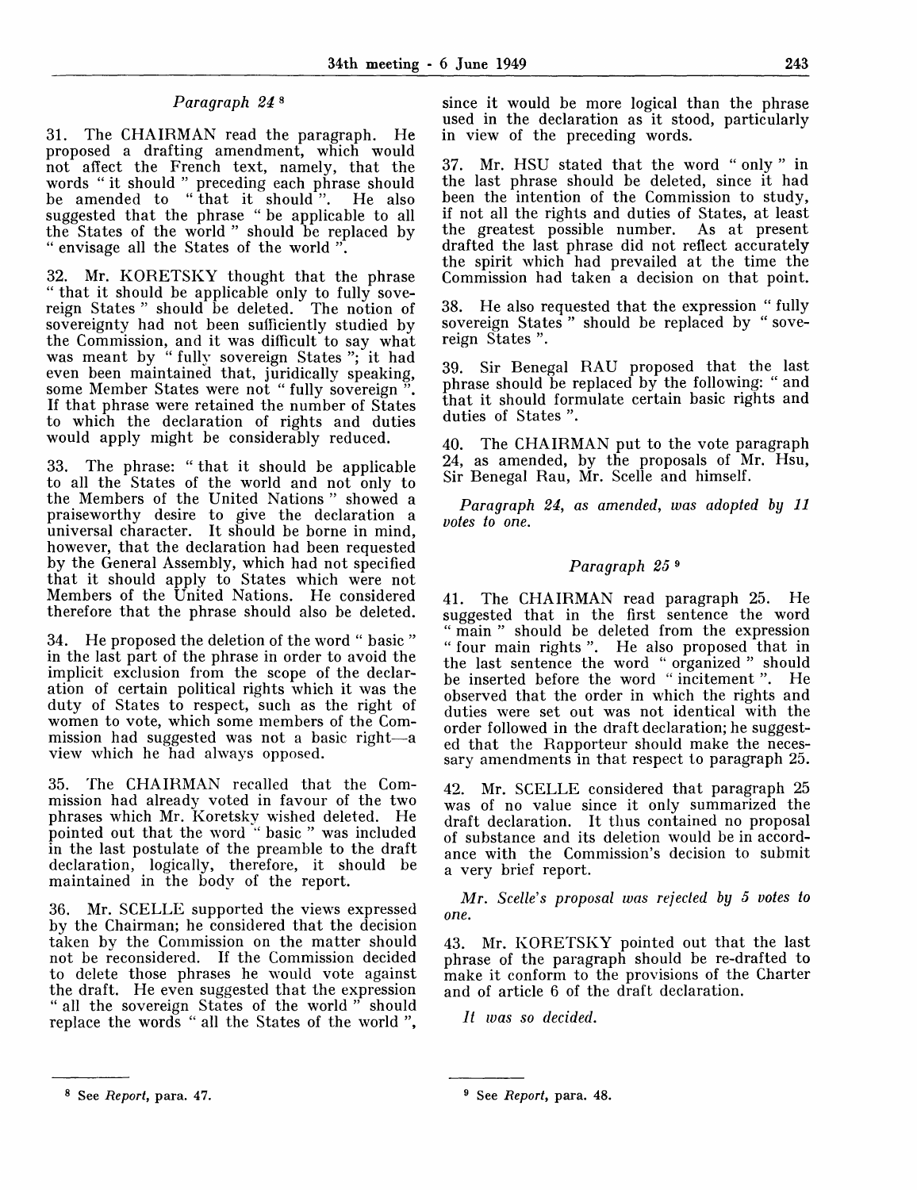### *Paragraph 24* [8]

31. The CHAIRMAN read the paragraph. He proposed a drafting amendment, which would not affect the French text, namely, that the words " it should " preceding each phrase should be amended to " that it should ". He also suggested that the phrase " be applicable to all the States of the world " should be replaced by " envisage all the States of the world ".

32. Mr. KORETSKY thought that the phrase " that it should be applicable only to fully sovereign States " should be deleted. The notion of sovereignty had not been sufficiently studied by the Commission, and it was difficult to say what was meant by " fully sovereign States "; it had even been maintained that, juridically speaking, some Member States were not " fully sovereign ". If that phrase were retained the number of States to which the declaration of rights and duties would apply might be considerably reduced.

33. The phrase: " that it should be applicable to all the States of the world and not only to the Members of the United Nations " showed a praiseworthy desire to give the declaration a universal character. It should be borne in mind, however, that the declaration had been requested by the General Assembly, which had not specified that it should apply to States which were not Members of the United Nations. He considered therefore that the phrase should also be deleted.

34. He proposed the deletion of the word " basic " in the last part of the phrase in order to avoid the implicit exclusion from the scope of the declaration of certain political rights which it was the duty of States to respect, such as the right of women to vote, which some members of the Commission had suggested was not a basic right—a view which he had always opposed.

35. The CHAIRMAN recalled that the Commission had already voted in favour of the two phrases which Mr. Koretsky wished deleted. He pointed out that the word " basic " was included in the last postulate of the preamble to the draft declaration, logically, therefore, it should be maintained in the body of the report.

36. Mr. SCELLE supported the views expressed by the Chairman; he considered that the decision taken by the Commission on the matter should not be reconsidered. If the Commission decided to delete those phrases he would vote against the draft. He even suggested that the expression " all the sovereign States of the world " should replace the words " all the States of the world ", since it would be more logical than the phrase used in the declaration as it stood, particularly in view of the preceding words.

37. Mr. HSU stated that the word " only " in the last phrase should be deleted, since it had been the intention of the Commission to study, if not all the rights and duties of States, at least the greatest possible number. As at present drafted the last phrase did not reflect accurately the spirit which had prevailed at the time the Commission had taken a decision on that point.

38. He also requested that the expression " fully sovereign States " should be replaced by " sovereign States ".

39. Sir Benegal RAU proposed that the last phrase should be replaced by the following: " and that it should formulate certain basic rights and duties of States ".

40. The CHAIRMAN put to the vote paragraph 24, as amended, by the proposals of Mr. Hsu, Sir Benegal Rau, Mr. Scelle and himself.

*Paragraph 24, as amended, was adopted by 11 votes to one.*

### *Paragraph 25* [9]

41. The CHAIRMAN read paragraph 25. He suggested that in the first sentence the word " main " should be deleted from the expression " four main rights ". He also proposed that in the last sentence the word " organized " should be inserted before the word " incitement ". He observed that the order in which the rights and duties were set out was not identical with the order followed in the draft declaration; he suggested that the Rapporteur should make the necessary amendments in that respect to paragraph 25.

42. Mr. SCELLE considered that paragraph 25 was of no value since it only summarized the draft declaration. It thus contained no proposal of substance and its deletion would be in accordance with the Commission's decision to submit a very brief report.

*Mr. Scelle's proposal was rejected by 5 votes to one.*

43. Mr. KORETSKY pointed out that the last phrase of the paragraph should be re-drafted to make it conform to the provisions of the Charter and of article 6 of the draft declaration.

*It was so decided.*

---

[8] See *Report*, para. 47.

[9] See *Report*, para. 48.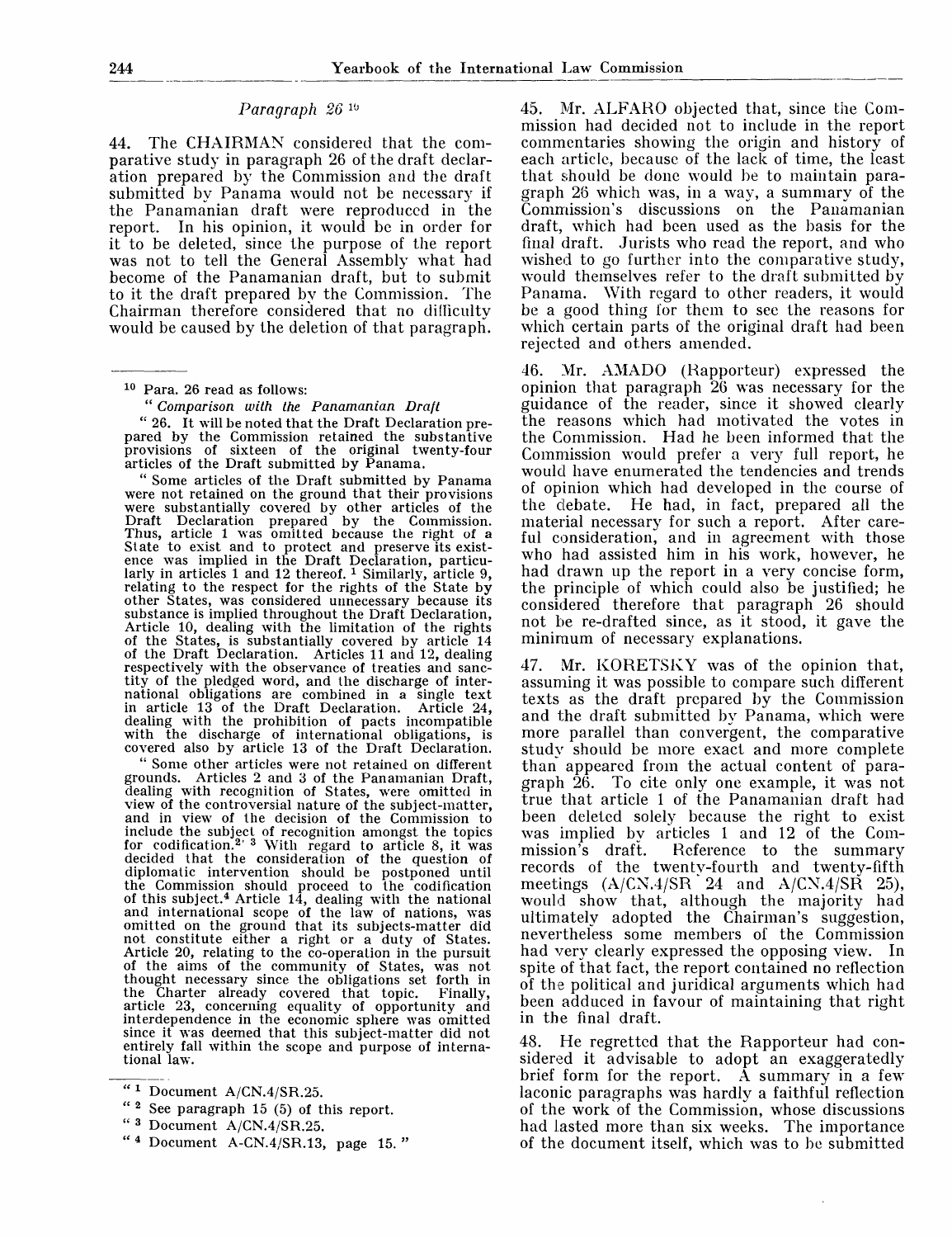### *Paragraph 26* [10]

44. The CHAIRMAN considered that the comparative study in paragraph 26 of the draft declaration prepared by the Commission and the draft submitted by Panama would not be necessary if the Panamanian draft were reproduced in the report. In his opinion, it would be in order for it to be deleted, since the purpose of the report was not to tell the General Assembly what had become of the Panamanian draft, but to submit to it the draft prepared by the Commission. The Chairman therefore considered that no difficulty would be caused by the deletion of that paragraph.

45. Mr. ALFARO objected that, since the Commission had decided not to include in the report commentaries showing the origin and history of each article, because of the lack of time, the least that should be done would be to maintain paragraph 26 which was, in a way, a summary of the Commission's discussions on the Panamanian draft, which had been used as the basis for the final draft. Jurists who read the report, and who wished to go further into the comparative study, would themselves refer to the draft submitted by Panama. With regard to other readers, it would be a good thing for them to see the reasons for which certain parts of the original draft had been rejected and others amended.

46. Mr. AMADO (Rapporteur) expressed the opinion that paragraph 26 was necessary for the guidance of the reader, since it showed clearly the reasons which had motivated the votes in the Commission. Had he been informed that the Commission would prefer a very full report, he would have enumerated the tendencies and trends of opinion which had developed in the course of the debate. He had, in fact, prepared all the material necessary for such a report. After careful consideration, and in agreement with those who had assisted him in his work, however, he had drawn up the report in a very concise form, the principle of which could also be justified; he considered therefore that paragraph 26 should not be re-drafted since, as it stood, it gave the minimum of necessary explanations.

47. Mr. KORETSKY was of the opinion that, assuming it was possible to compare such different texts as the draft prepared by the Commission and the draft submitted by Panama, which were more parallel than convergent, the comparative study should be more exact and more complete than appeared from the actual content of paragraph 26. To cite only one example, it was not true that article 1 of the Panamanian draft had been deleted solely because the right to exist was implied by articles 1 and 12 of the Commission's draft. Reference to the summary records of the twenty-fourth and twenty-fifth meetings (A/CN.4/SR 24 and A/CN.4/SR 25), would show that, although the majority had ultimately adopted the Chairman's suggestion, nevertheless some members of the Commission had very clearly expressed the opposing view. In spite of that fact, the report contained no reflection of the political and juridical arguments which had been adduced in favour of maintaining that right in the final draft.

48. He regretted that the Rapporteur had considered it advisable to adopt an exaggeratedly brief form for the report. A summary in a few laconic paragraphs was hardly a faithful reflection of the work of the Commission, whose discussions had lasted more than six weeks. The importance of the document itself, which was to be submitted

---

[10] Para. 26 read as follows:

"*Comparison with the Panamanian Draft*

"26. It will be noted that the Draft Declaration prepared by the Commission retained the substantive provisions of sixteen of the original twenty-four articles of the Draft submitted by Panama.

"Some articles of the Draft submitted by Panama were not retained on the ground that their provisions were substantially covered by other articles of the Draft Declaration prepared by the Commission. Thus, article 1 was omitted because the right of a State to exist and to protect and preserve its existence was implied in the Draft Declaration, particularly in articles 1 and 12 thereof. [1] Similarly, article 9, relating to the respect for the rights of the State by other States, was considered unnecessary because its substance is implied throughout the Draft Declaration. Article 10, dealing with the limitation of the rights of the States, is substantially covered by article 14 of the Draft Declaration. Articles 11 and 12, dealing respectively with the observance of treaties and sanctity of the pledged word, and the discharge of international obligations are combined in a single text in article 13 of the Draft Declaration. Article 24, dealing with the prohibition of pacts incompatible with the discharge of international obligations, is covered also by article 13 of the Draft Declaration.

"Some other articles were not retained on different grounds. Articles 2 and 3 of the Panamanian Draft, dealing with recognition of States, were omitted in view of the controversial nature of the subject-matter, and in view of the decision of the Commission to include the subject of recognition amongst the topics for codification.[2, 3] With regard to article 8, it was decided that the consideration of the question of diplomatic intervention should be postponed until the Commission should proceed to the codification of this subject.[4] Article 14, dealing with the national and international scope of the law of nations, was omitted on the ground that its subjects-matter did not constitute either a right or a duty of States. Article 20, relating to the co-operation in the pursuit of the aims of the community of States, was not thought necessary since the obligations set forth in the Charter already covered that topic. Finally, article 23, concerning equality of opportunity and interdependence in the economic sphere was omitted since it was deemed that this subject-matter did not entirely fall within the scope and purpose of international law.

"[1] Document A/CN.4/SR.25.

"[2] See paragraph 15 (5) of this report.

"[3] Document A/CN.4/SR.25.

"[4] Document A-CN.4/SR.13, page 15."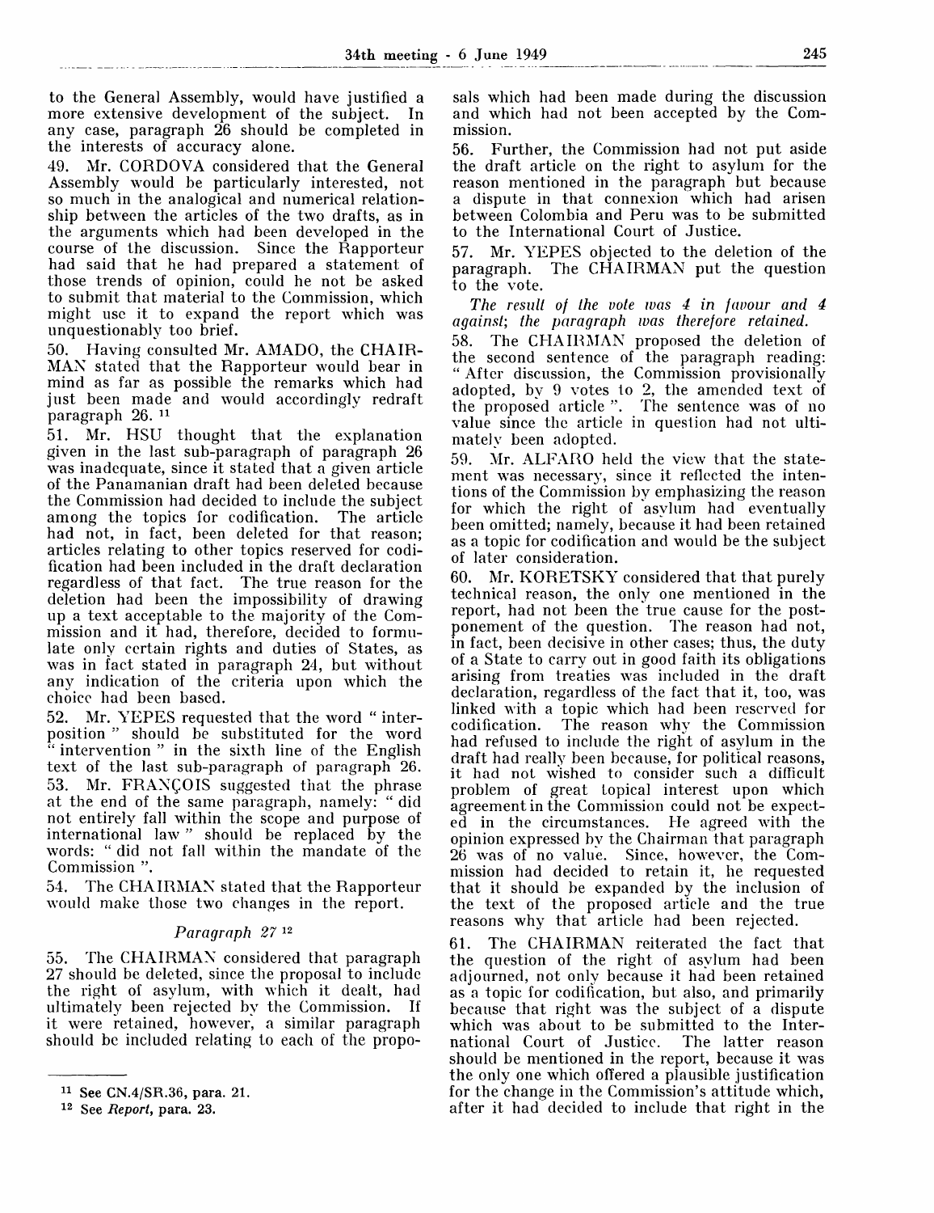to the General Assembly, would have justified a more extensive development of the subject. In any case, paragraph 26 should be completed in the interests of accuracy alone.

49. Mr. CORDOVA considered that the General Assembly would be particularly interested, not so much in the analogical and numerical relationship between the articles of the two drafts, as in the arguments which had been developed in the course of the discussion. Since the Rapporteur had said that he had prepared a statement of those trends of opinion, could he not be asked to submit that material to the Commission, which might use it to expand the report which was unquestionably too brief.

50. Having consulted Mr. AMADO, the CHAIRMAN stated that the Rapporteur would bear in mind as far as possible the remarks which had just been made and would accordingly redraft paragraph 26. [11]

51. Mr. HSU thought that the explanation given in the last sub-paragraph of paragraph 26 was inadequate, since it stated that a given article of the Panamanian draft had been deleted because the Commission had decided to include the subject among the topics for codification. The article had not, in fact, been deleted for that reason; articles relating to other topics reserved for codification had been included in the draft declaration regardless of that fact. The true reason for the deletion had been the impossibility of drawing up a text acceptable to the majority of the Commission and it had, therefore, decided to formulate only certain rights and duties of States, as was in fact stated in paragraph 24, but without any indication of the criteria upon which the choice had been based.

52. Mr. YEPES requested that the word " interposition " should be substituted for the word " intervention " in the sixth line of the English text of the last sub-paragraph of paragraph 26.

53. Mr. FRANÇOIS suggested that the phrase at the end of the same paragraph, namely: " did not entirely fall within the scope and purpose of international law " should be replaced by the words: " did not fall within the mandate of the Commission ".

54. The CHAIRMAN stated that the Rapporteur would make those two changes in the report.

### *Paragraph 27* [12]

55. The CHAIRMAN considered that paragraph 27 should be deleted, since the proposal to include the right of asylum, with which it dealt, had ultimately been rejected by the Commission. If it were retained, however, a similar paragraph should be included relating to each of the proposals which had been made during the discussion and which had not been accepted by the Commission.

56. Further, the Commission had not put aside the draft article on the right to asylum for the reason mentioned in the paragraph but because a dispute in that connexion which had arisen between Colombia and Peru was to be submitted to the International Court of Justice.

57. Mr. YEPES objected to the deletion of the paragraph. The CHAIRMAN put the question to the vote.

*The result of the vote was 4 in favour and 4 against; the paragraph was therefore retained.*

58. The CHAIRMAN proposed the deletion of the second sentence of the paragraph reading: " After discussion, the Commission provisionally adopted, by 9 votes to 2, the amended text of the proposed article ". The sentence was of no value since the article in question had not ultimately been adopted.

59. Mr. ALFARO held the view that the statement was necessary, since it reflected the intentions of the Commission by emphasizing the reason for which the right of asylum had eventually been omitted; namely, because it had been retained as a topic for codification and would be the subject of later consideration.

60. Mr. KORETSKY considered that that purely technical reason, the only one mentioned in the report, had not been the true cause for the postponement of the question. The reason had not, in fact, been decisive in other cases; thus, the duty of a State to carry out in good faith its obligations arising from treaties was included in the draft declaration, regardless of the fact that it, too, was linked with a topic which had been reserved for codification. The reason why the Commission had refused to include the right of asylum in the draft had really been because, for political reasons, it had not wished to consider such a difficult problem of great topical interest upon which agreement in the Commission could not be expected in the circumstances. He agreed with the opinion expressed by the Chairman that paragraph 26 was of no value. Since, however, the Commission had decided to retain it, he requested that it should be expanded by the inclusion of the text of the proposed article and the true reasons why that article had been rejected.

61. The CHAIRMAN reiterated the fact that the question of the right of asylum had been adjourned, not only because it had been retained as a topic for codification, but also, and primarily because that right was the subject of a dispute which was about to be submitted to the International Court of Justice. The latter reason should be mentioned in the report, because it was the only one which offered a plausible justification for the change in the Commission's attitude which, after it had decided to include that right in the

---

[11] See CN.4/SR.36, para. 21.

[12] See *Report*, para. 23.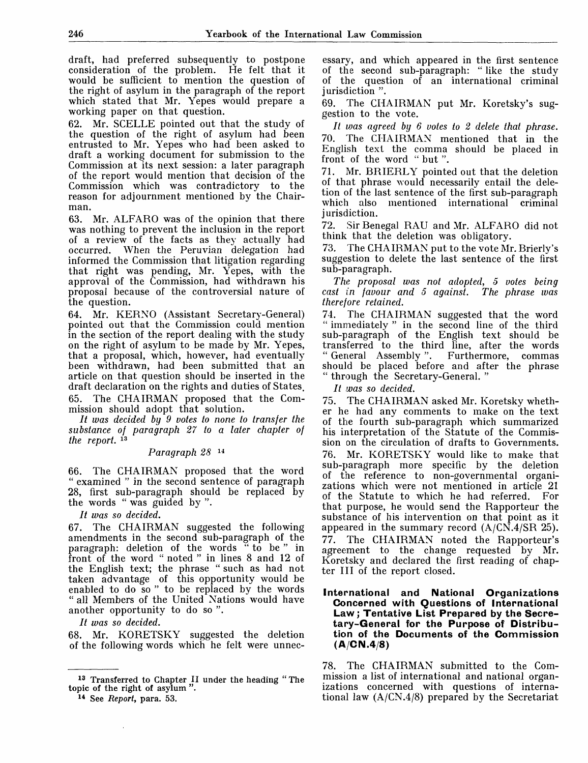draft, had preferred subsequently to postpone consideration of the problem. He felt that it would be sufficient to mention the question of the right of asylum in the paragraph of the report which stated that Mr. Yepes would prepare a working paper on that question.

62. Mr. SCELLE pointed out that the study of the question of the right of asylum had been entrusted to Mr. Yepes who had been asked to draft a working document for submission to the Commission at its next session: a later paragraph of the report would mention that decision of the Commission which was contradictory to the reason for adjournment mentioned by the Chairman.

63. Mr. ALFARO was of the opinion that there was nothing to prevent the inclusion in the report of a review of the facts as they actually had occurred. When the Peruvian delegation had informed the Commission that litigation regarding that right was pending, Mr. Yepes, with the approval of the Commission, had withdrawn his proposal because of the controversial nature of the question.

64. Mr. KERNO (Assistant Secretary-General) pointed out that the Commission could mention in the section of the report dealing with the study on the right of asylum to be made by Mr. Yepes, that a proposal, which, however, had eventually been withdrawn, had been submitted that an article on that question should be inserted in the draft declaration on the rights and duties of States.

65. The CHAIRMAN proposed that the Commission should adopt that solution.

*It was decided by 9 votes to none to transfer the substance of paragraph 27 to a later chapter of the report.* [13]

### *Paragraph 28* [14]

66. The CHAIRMAN proposed that the word "examined" in the second sentence of paragraph 28, first sub-paragraph should be replaced by the words "was guided by".

*It was so decided.*

67. The CHAIRMAN suggested the following amendments in the second sub-paragraph of the paragraph: deletion of the words "to be" in front of the word "noted" in lines 8 and 12 of the English text; the phrase "such as had not taken advantage of this opportunity would be enabled to do so" to be replaced by the words "all Members of the United Nations would have another opportunity to do so".

*It was so decided.*

68. Mr. KORETSKY suggested the deletion of the following words which he felt were unnecessary, and which appeared in the first sentence of the second sub-paragraph: "like the study of the question of an international criminal jurisdiction".

69. The CHAIRMAN put Mr. Koretsky's suggestion to the vote.

*It was agreed by 6 votes to 2 delete that phrase.*

70. The CHAIRMAN mentioned that in the English text the comma should be placed in front of the word "but".

71. Mr. BRIERLY pointed out that the deletion of that phrase would necessarily entail the deletion of the last sentence of the first sub-paragraph which also mentioned international criminal jurisdiction.

72. Sir Benegal RAU and Mr. ALFARO did not think that the deletion was obligatory.

73. The CHAIRMAN put to the vote Mr. Brierly's suggestion to delete the last sentence of the first sub-paragraph.

*The proposal was not adopted, 5 votes being cast in favour and 5 against. The phrase was therefore retained.*

74. The CHAIRMAN suggested that the word "immediately" in the second line of the third sub-paragraph of the English text should be transferred to the third line, after the words "General Assembly". Furthermore, commas should be placed before and after the phrase "through the Secretary-General."

*It was so decided.*

75. The CHAIRMAN asked Mr. Koretsky whether he had any comments to make on the text of the fourth sub-paragraph which summarized his interpretation of the Statute of the Commission on the circulation of drafts to Governments.

76. Mr. KORETSKY would like to make that sub-paragraph more specific by the deletion of the reference to non-governmental organizations which were not mentioned in article 21 of the Statute to which he had referred. For that purpose, he would send the Rapporteur the substance of his intervention on that point as it appeared in the summary record (A/CN.4/SR 25).

77. The CHAIRMAN noted the Rapporteur's agreement to the change requested by Mr. Koretsky and declared the first reading of chapter III of the report closed.

## International and National Organizations Concerned with Questions of International Law; Tentative List Prepared by the Secretary-General for the Purpose of Distribution of the Documents of the Commission (A/CN.4/8)

78. The CHAIRMAN submitted to the Commission a list of international and national organizations concerned with questions of international law (A/CN.4/8) prepared by the Secretariat

---

[13] Transferred to Chapter II under the heading "The topic of the right of asylum".

[14] See *Report*, para. 53.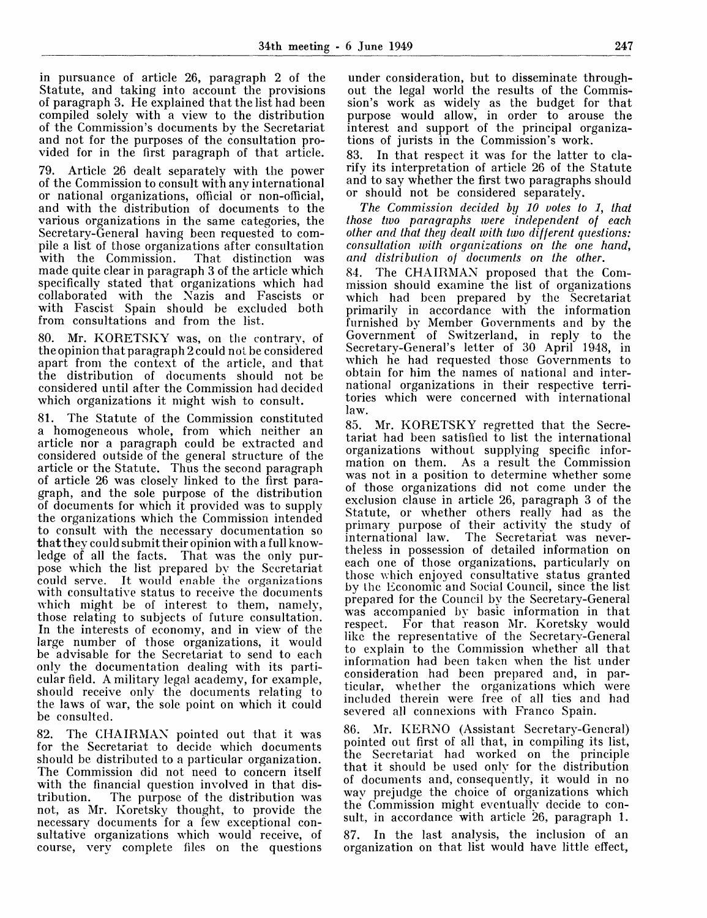in pursuance of article 26, paragraph 2 of the Statute, and taking into account the provisions of paragraph 3. He explained that the list had been compiled solely with a view to the distribution of the Commission's documents by the Secretariat and not for the purposes of the consultation provided for in the first paragraph of that article.

79. Article 26 dealt separately with the power of the Commission to consult with any international or national organizations, official or non-official, and with the distribution of documents to the various organizations in the same categories, the Secretary-General having been requested to compile a list of those organizations after consultation with the Commission. That distinction was made quite clear in paragraph 3 of the article which specifically stated that organizations which had collaborated with the Nazis and Fascists or with Fascist Spain should be excluded both from consultations and from the list.

80. Mr. KORETSKY was, on the contrary, of the opinion that paragraph 2 could not be considered apart from the context of the article, and that the distribution of documents should not be considered until after the Commission had decided which organizations it might wish to consult.

81. The Statute of the Commission constituted a homogeneous whole, from which neither an article nor a paragraph could be extracted and considered outside of the general structure of the article or the Statute. Thus the second paragraph of article 26 was closely linked to the first paragraph, and the sole purpose of the distribution of documents for which it provided was to supply the organizations which the Commission intended to consult with the necessary documentation so that they could submit their opinion with a full knowledge of all the facts. That was the only purpose which the list prepared by the Secretariat could serve. It would enable the organizations with consultative status to receive the documents which might be of interest to them, namely, those relating to subjects of future consultation. In the interests of economy, and in view of the large number of those organizations, it would be advisable for the Secretariat to send to each only the documentation dealing with its particular field. A military legal academy, for example, should receive only the documents relating to the laws of war, the sole point on which it could be consulted.

82. The CHAIRMAN pointed out that it was for the Secretariat to decide which documents should be distributed to a particular organization. The Commission did not need to concern itself with the financial question involved in that distribution. The purpose of the distribution was not, as Mr. Koretsky thought, to provide the necessary documents for a few exceptional consultative organizations which would receive, of course, very complete files on the questions under consideration, but to disseminate throughout the legal world the results of the Commission's work as widely as the budget for that purpose would allow, in order to arouse the interest and support of the principal organizations of jurists in the Commission's work.

83. In that respect it was for the latter to clarify its interpretation of article 26 of the Statute and to say whether the first two paragraphs should or should not be considered separately.

*The Commission decided by 10 votes to 1, that those two paragraphs were independent of each other and that they dealt with two different questions: consultation with organizations on the one hand, and distribution of documents on the other.*

84. The CHAIRMAN proposed that the Commission should examine the list of organizations which had been prepared by the Secretariat primarily in accordance with the information furnished by Member Governments and by the Government of Switzerland, in reply to the Secretary-General's letter of 30 April 1948, in which he had requested those Governments to obtain for him the names of national and international organizations in their respective territories which were concerned with international law.

85. Mr. KORETSKY regretted that the Secretariat had been satisfied to list the international organizations without supplying specific information on them. As a result the Commission was not in a position to determine whether some of those organizations did not come under the exclusion clause in article 26, paragraph 3 of the Statute, or whether others really had as the primary purpose of their activity the study of international law. The Secretariat was nevertheless in possession of detailed information on each one of those organizations, particularly on those which enjoyed consultative status granted by the Economic and Social Council, since the list prepared for the Council by the Secretary-General was accompanied by basic information in that respect. For that reason Mr. Koretsky would like the representative of the Secretary-General to explain to the Commission whether all that information had been taken when the list under consideration had been prepared and, in particular, whether the organizations which were included therein were free of all ties and had severed all connexions with Franco Spain.

86. Mr. KERNO (Assistant Secretary-General) pointed out first of all that, in compiling its list, the Secretariat had worked on the principle that it should be used only for the distribution of documents and, consequently, it would in no way prejudge the choice of organizations which the Commission might eventually decide to consult, in accordance with article 26, paragraph 1.

87. In the last analysis, the inclusion of an organization on that list would have little effect,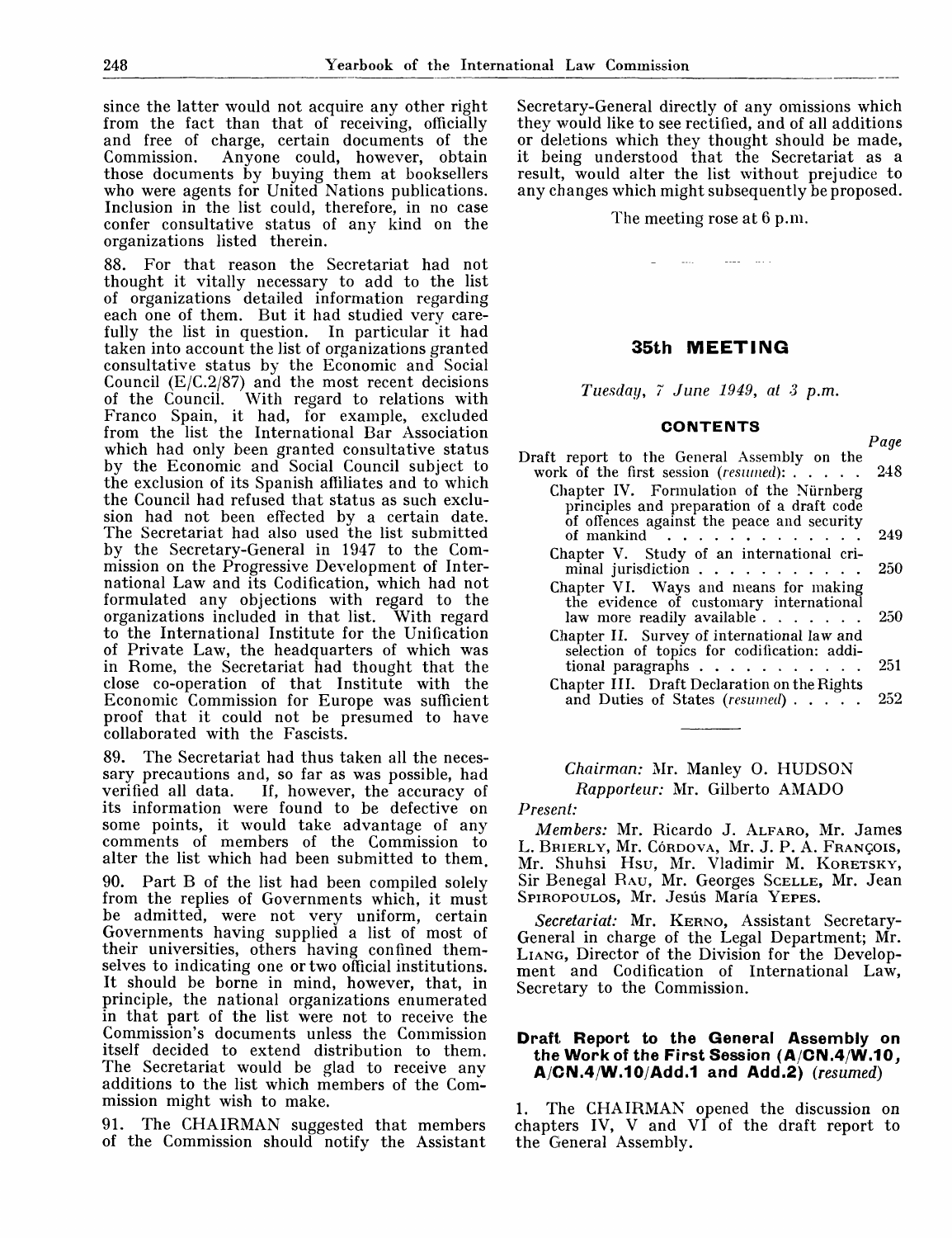since the latter would not acquire any other right from the fact than that of receiving, officially and free of charge, certain documents of the Commission. Anyone could, however, obtain those documents by buying them at booksellers who were agents for United Nations publications. Inclusion in the list could, therefore, in no case confer consultative status of any kind on the organizations listed therein.

88. For that reason the Secretariat had not thought it vitally necessary to add to the list of organizations detailed information regarding each one of them. But it had studied very carefully the list in question. In particular it had taken into account the list of organizations granted consultative status by the Economic and Social Council (E/C.2/87) and the most recent decisions of the Council. With regard to relations with Franco Spain, it had, for example, excluded from the list the International Bar Association which had only been granted consultative status by the Economic and Social Council subject to the exclusion of its Spanish affiliates and to which the Council had refused that status as such exclusion had not been effected by a certain date. The Secretariat had also used the list submitted by the Secretary-General in 1947 to the Commission on the Progressive Development of International Law and its Codification, which had not formulated any objections with regard to the organizations included in that list. With regard to the International Institute for the Unification of Private Law, the headquarters of which was in Rome, the Secretariat had thought that the close co-operation of that Institute with the Economic Commission for Europe was sufficient proof that it could not be presumed to have collaborated with the Fascists.

89. The Secretariat had thus taken all the necessary precautions and, so far as was possible, had verified all data. If, however, the accuracy of its information were found to be defective on some points, it would take advantage of any comments of members of the Commission to alter the list which had been submitted to them.

90. Part B of the list had been compiled solely from the replies of Governments which, it must be admitted, were not very uniform, certain Governments having supplied a list of most of their universities, others having confined themselves to indicating one or two official institutions. It should be borne in mind, however, that, in principle, the national organizations enumerated in that part of the list were not to receive the Commission's documents unless the Commission itself decided to extend distribution to them. The Secretariat would be glad to receive any additions to the list which members of the Commission might wish to make.

91. The CHAIRMAN suggested that members of the Commission should notify the Assistant Secretary-General directly of any omissions which they would like to see rectified, and of all additions or deletions which they thought should be made, it being understood that the Secretariat as a result, would alter the list without prejudice to any changes which might subsequently be proposed.

The meeting rose at 6 p.m.

## 35th MEETING

*Tuesday, 7 June 1949, at 3 p.m.*

### CONTENTS

| | Page |
|---|---|
| Draft report to the General Assembly on the work of the first session (*resumed*): | 248 |
| Chapter IV. Formulation of the Nürnberg principles and preparation of a draft code of offences against the peace and security of mankind | 249 |
| Chapter V. Study of an international criminal jurisdiction | 250 |
| Chapter VI. Ways and means for making the evidence of customary international law more readily available | 250 |
| Chapter II. Survey of international law and selection of topics for codification: additional paragraphs | 251 |
| Chapter III. Draft Declaration on the Rights and Duties of States (*resumed*) | 252 |

*Chairman:* Mr. Manley O. HUDSON
*Rapporteur:* Mr. Gilberto AMADO

*Present:*

*Members:* Mr. Ricardo J. ALFARO, Mr. James L. BRIERLY, Mr. CÓRDOVA, Mr. J. P. A. FRANÇOIS, Mr. Shuhsi HSU, Mr. Vladimir M. KORETSKY, Sir Benegal RAU, Mr. Georges SCELLE, Mr. Jean SPIROPOULOS, Mr. Jesús María YEPES.

*Secretariat:* Mr. KERNO, Assistant Secretary-General in charge of the Legal Department; Mr. LIANG, Director of the Division for the Development and Codification of International Law, Secretary to the Commission.

### Draft Report to the General Assembly on the Work of the First Session (A/CN.4/W.10, A/CN.4/W.10/Add.1 and Add.2) *(resumed)*

1. The CHAIRMAN opened the discussion on chapters IV, V and VI of the draft report to the General Assembly.